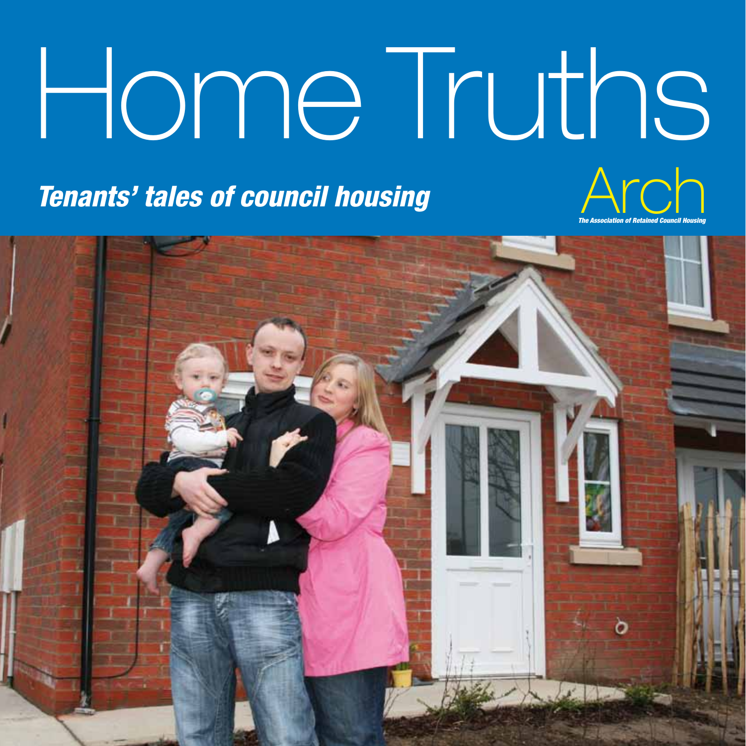# Home Truths

***Tenants' tales of council housing***

Arch

*The Association of Retained Council Housing*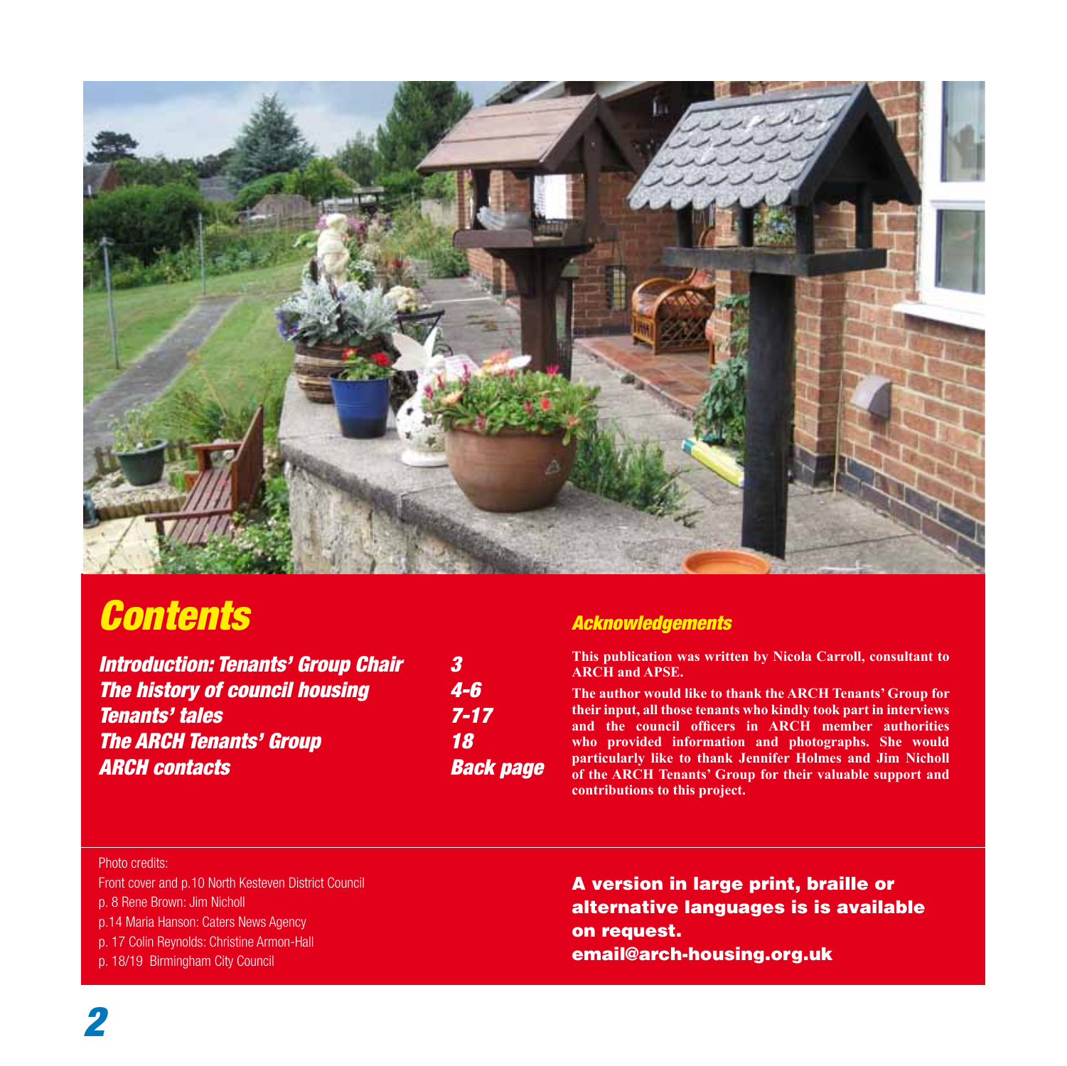# Contents

| | |
|---|---|
| *Introduction: Tenants' Group Chair* | *3* |
| *The history of council housing* | *4-6* |
| *Tenants' tales* | *7-17* |
| *The ARCH Tenants' Group* | *18* |
| *ARCH contacts* | *Back page* |

### *Acknowledgements*

**This publication was written by Nicola Carroll, consultant to ARCH and APSE.**

**The author would like to thank the ARCH Tenants' Group for their input, all those tenants who kindly took part in interviews and the council officers in ARCH member authorities who provided information and photographs. She would particularly like to thank Jennifer Holmes and Jim Nicholl of the ARCH Tenants' Group for their valuable support and contributions to this project.**

Photo credits:
Front cover and p.10 North Kesteven District Council
p. 8 Rene Brown: Jim Nicholl
p.14 Maria Hanson: Caters News Agency
p. 17 Colin Reynolds: Christine Armon-Hall
p. 18/19 Birmingham City Council

**A version in large print, braille or alternative languages is is available on request.**
**email@arch-housing.org.uk**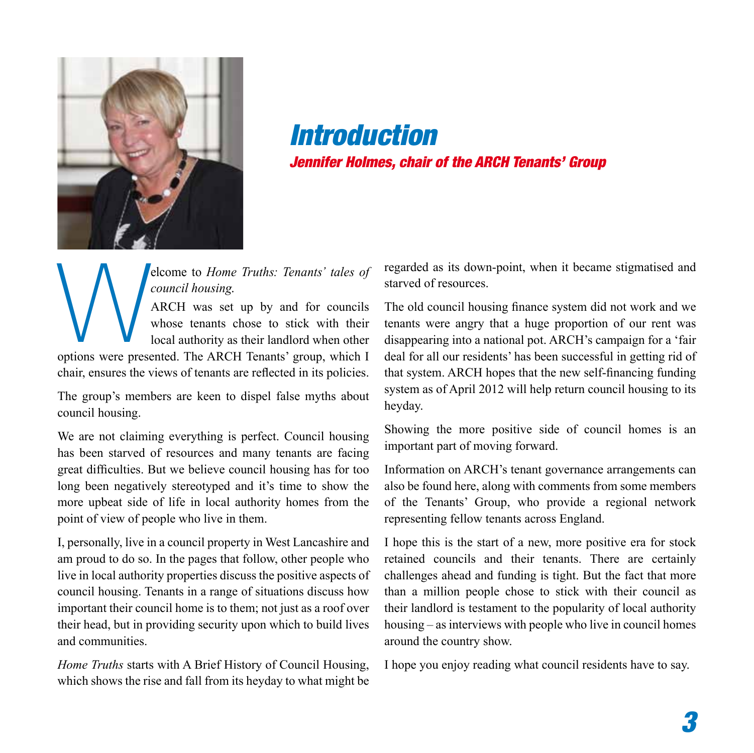# *Introduction*

***Jennifer Holmes, chair of the ARCH Tenants' Group***

Welcome to *Home Truths: Tenants' tales of council housing.*

ARCH was set up by and for councils whose tenants chose to stick with their local authority as their landlord when other options were presented. The ARCH Tenants' group, which I chair, ensures the views of tenants are reflected in its policies.

The group's members are keen to dispel false myths about council housing.

We are not claiming everything is perfect. Council housing has been starved of resources and many tenants are facing great difficulties. But we believe council housing has for too long been negatively stereotyped and it's time to show the more upbeat side of life in local authority homes from the point of view of people who live in them.

I, personally, live in a council property in West Lancashire and am proud to do so. In the pages that follow, other people who live in local authority properties discuss the positive aspects of council housing. Tenants in a range of situations discuss how important their council home is to them; not just as a roof over their head, but in providing security upon which to build lives and communities.

*Home Truths* starts with A Brief History of Council Housing, which shows the rise and fall from its heyday to what might be regarded as its down-point, when it became stigmatised and starved of resources.

The old council housing finance system did not work and we tenants were angry that a huge proportion of our rent was disappearing into a national pot. ARCH's campaign for a 'fair deal for all our residents' has been successful in getting rid of that system. ARCH hopes that the new self-financing funding system as of April 2012 will help return council housing to its heyday.

Showing the more positive side of council homes is an important part of moving forward.

Information on ARCH's tenant governance arrangements can also be found here, along with comments from some members of the Tenants' Group, who provide a regional network representing fellow tenants across England.

I hope this is the start of a new, more positive era for stock retained councils and their tenants. There are certainly challenges ahead and funding is tight. But the fact that more than a million people chose to stick with their council as their landlord is testament to the popularity of local authority housing – as interviews with people who live in council homes around the country show.

I hope you enjoy reading what council residents have to say.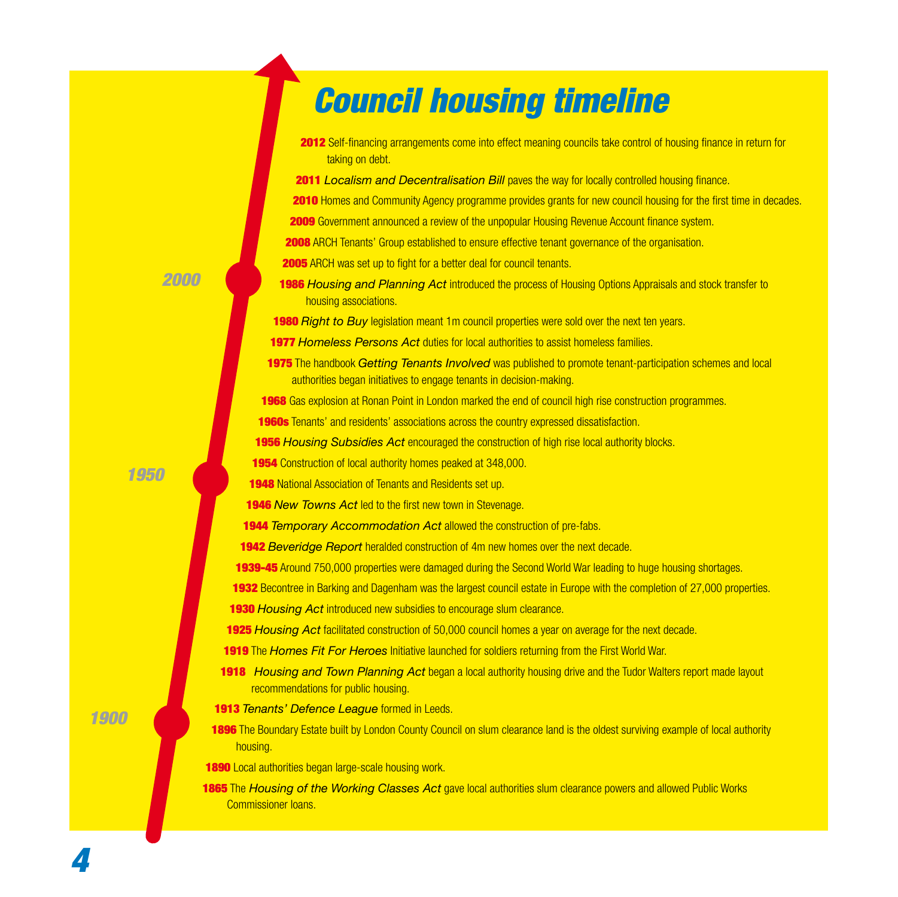# Council housing timeline

**2012** Self-financing arrangements come into effect meaning councils take control of housing finance in return for taking on debt.

**2011** *Localism and Decentralisation Bill* paves the way for locally controlled housing finance.

**2010** Homes and Community Agency programme provides grants for new council housing for the first time in decades.

**2009** Government announced a review of the unpopular Housing Revenue Account finance system.

**2008** ARCH Tenants' Group established to ensure effective tenant governance of the organisation.

**2005** ARCH was set up to fight for a better deal for council tenants.

**1986** *Housing and Planning Act* introduced the process of Housing Options Appraisals and stock transfer to housing associations.

**1980** *Right to Buy* legislation meant 1m council properties were sold over the next ten years.

**1977** *Homeless Persons Act* duties for local authorities to assist homeless families.

**1975** The handbook *Getting Tenants Involved* was published to promote tenant-participation schemes and local authorities began initiatives to engage tenants in decision-making.

**1968** Gas explosion at Ronan Point in London marked the end of council high rise construction programmes.

**1960s** Tenants' and residents' associations across the country expressed dissatisfaction.

**1956** *Housing Subsidies Act* encouraged the construction of high rise local authority blocks.

**1954** Construction of local authority homes peaked at 348,000.

**1948** National Association of Tenants and Residents set up.

**1946** *New Towns Act* led to the first new town in Stevenage.

**1944** *Temporary Accommodation Act* allowed the construction of pre-fabs.

**1942** *Beveridge Report* heralded construction of 4m new homes over the next decade.

**1939-45** Around 750,000 properties were damaged during the Second World War leading to huge housing shortages.

**1932** Becontree in Barking and Dagenham was the largest council estate in Europe with the completion of 27,000 properties.

**1930** *Housing Act* introduced new subsidies to encourage slum clearance.

**1925** *Housing Act* facilitated construction of 50,000 council homes a year on average for the next decade.

**1919** The *Homes Fit For Heroes* Initiative launched for soldiers returning from the First World War.

**1918** *Housing and Town Planning Act* began a local authority housing drive and the Tudor Walters report made layout recommendations for public housing.

**1913** *Tenants' Defence League* formed in Leeds.

**1896** The Boundary Estate built by London County Council on slum clearance land is the oldest surviving example of local authority housing.

**1890** Local authorities began large-scale housing work.

**1865** The *Housing of the Working Classes Act* gave local authorities slum clearance powers and allowed Public Works Commissioner loans.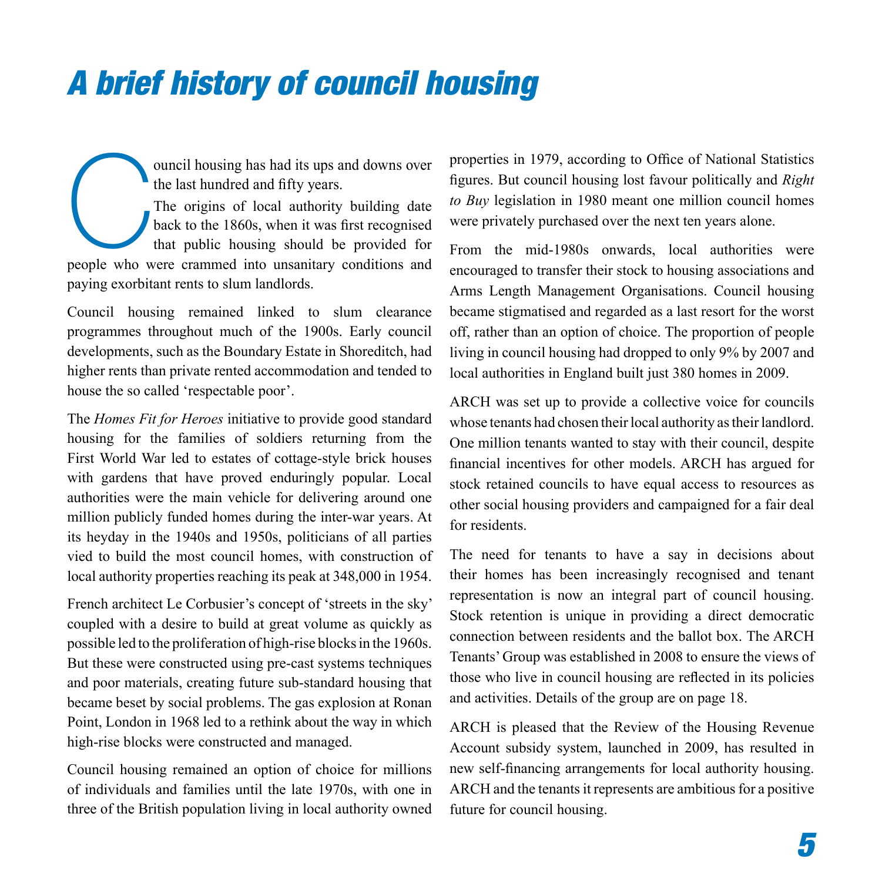# A brief history of council housing

Council housing has had its ups and downs over the last hundred and fifty years.

The origins of local authority building date back to the 1860s, when it was first recognised that public housing should be provided for people who were crammed into unsanitary conditions and paying exorbitant rents to slum landlords.

Council housing remained linked to slum clearance programmes throughout much of the 1900s. Early council developments, such as the Boundary Estate in Shoreditch, had higher rents than private rented accommodation and tended to house the so called 'respectable poor'.

The *Homes Fit for Heroes* initiative to provide good standard housing for the families of soldiers returning from the First World War led to estates of cottage-style brick houses with gardens that have proved enduringly popular. Local authorities were the main vehicle for delivering around one million publicly funded homes during the inter-war years. At its heyday in the 1940s and 1950s, politicians of all parties vied to build the most council homes, with construction of local authority properties reaching its peak at 348,000 in 1954.

French architect Le Corbusier's concept of 'streets in the sky' coupled with a desire to build at great volume as quickly as possible led to the proliferation of high-rise blocks in the 1960s. But these were constructed using pre-cast systems techniques and poor materials, creating future sub-standard housing that became beset by social problems. The gas explosion at Ronan Point, London in 1968 led to a rethink about the way in which high-rise blocks were constructed and managed.

Council housing remained an option of choice for millions of individuals and families until the late 1970s, with one in three of the British population living in local authority owned properties in 1979, according to Office of National Statistics figures. But council housing lost favour politically and *Right to Buy* legislation in 1980 meant one million council homes were privately purchased over the next ten years alone.

From the mid-1980s onwards, local authorities were encouraged to transfer their stock to housing associations and Arms Length Management Organisations. Council housing became stigmatised and regarded as a last resort for the worst off, rather than an option of choice. The proportion of people living in council housing had dropped to only 9% by 2007 and local authorities in England built just 380 homes in 2009.

ARCH was set up to provide a collective voice for councils whose tenants had chosen their local authority as their landlord. One million tenants wanted to stay with their council, despite financial incentives for other models. ARCH has argued for stock retained councils to have equal access to resources as other social housing providers and campaigned for a fair deal for residents.

The need for tenants to have a say in decisions about their homes has been increasingly recognised and tenant representation is now an integral part of council housing. Stock retention is unique in providing a direct democratic connection between residents and the ballot box. The ARCH Tenants' Group was established in 2008 to ensure the views of those who live in council housing are reflected in its policies and activities. Details of the group are on page 18.

ARCH is pleased that the Review of the Housing Revenue Account subsidy system, launched in 2009, has resulted in new self-financing arrangements for local authority housing. ARCH and the tenants it represents are ambitious for a positive future for council housing.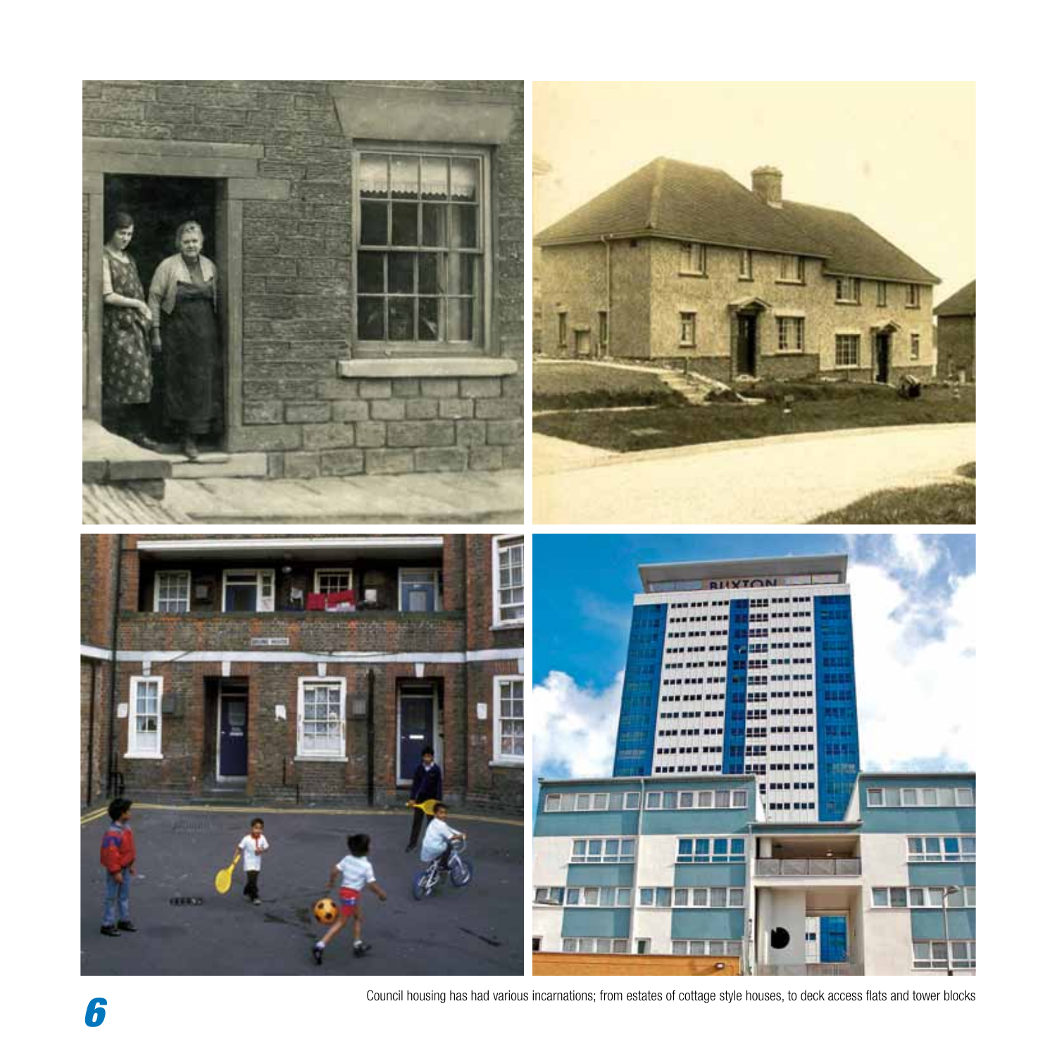Council housing has had various incarnations; from estates of cottage style houses, to deck access flats and tower blocks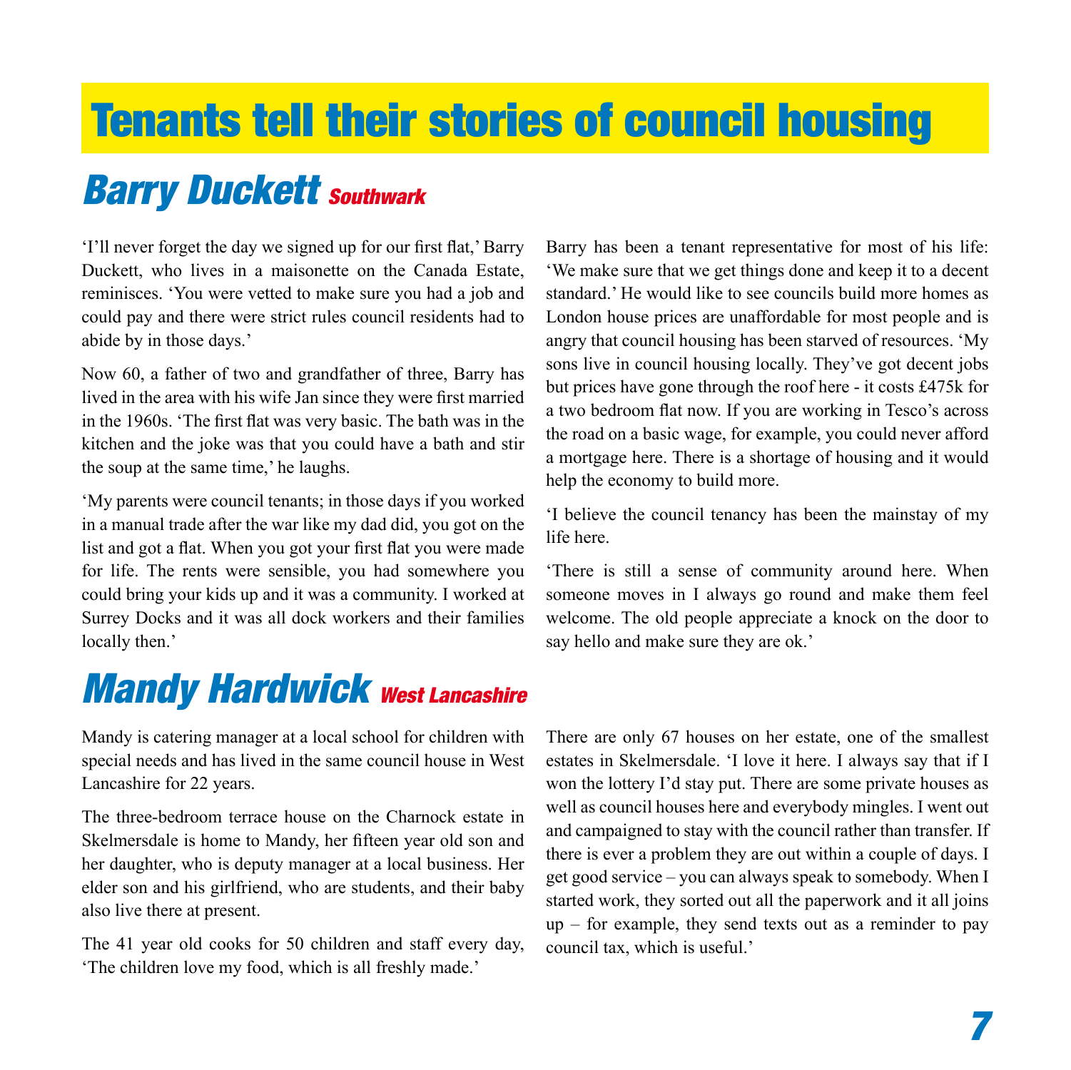# Tenants tell their stories of council housing

## Barry Duckett *Southwark*

'I'll never forget the day we signed up for our first flat,' Barry Duckett, who lives in a maisonette on the Canada Estate, reminisces. 'You were vetted to make sure you had a job and could pay and there were strict rules council residents had to abide by in those days.'

Now 60, a father of two and grandfather of three, Barry has lived in the area with his wife Jan since they were first married in the 1960s. 'The first flat was very basic. The bath was in the kitchen and the joke was that you could have a bath and stir the soup at the same time,' he laughs.

'My parents were council tenants; in those days if you worked in a manual trade after the war like my dad did, you got on the list and got a flat. When you got your first flat you were made for life. The rents were sensible, you had somewhere you could bring your kids up and it was a community. I worked at Surrey Docks and it was all dock workers and their families locally then.'

Barry has been a tenant representative for most of his life: 'We make sure that we get things done and keep it to a decent standard.' He would like to see councils build more homes as London house prices are unaffordable for most people and is angry that council housing has been starved of resources. 'My sons live in council housing locally. They've got decent jobs but prices have gone through the roof here - it costs £475k for a two bedroom flat now. If you are working in Tesco's across the road on a basic wage, for example, you could never afford a mortgage here. There is a shortage of housing and it would help the economy to build more.

'I believe the council tenancy has been the mainstay of my life here.

'There is still a sense of community around here. When someone moves in I always go round and make them feel welcome. The old people appreciate a knock on the door to say hello and make sure they are ok.'

## Mandy Hardwick *West Lancashire*

Mandy is catering manager at a local school for children with special needs and has lived in the same council house in West Lancashire for 22 years.

The three-bedroom terrace house on the Charnock estate in Skelmersdale is home to Mandy, her fifteen year old son and her daughter, who is deputy manager at a local business. Her elder son and his girlfriend, who are students, and their baby also live there at present.

The 41 year old cooks for 50 children and staff every day, 'The children love my food, which is all freshly made.'

There are only 67 houses on her estate, one of the smallest estates in Skelmersdale. 'I love it here. I always say that if I won the lottery I'd stay put. There are some private houses as well as council houses here and everybody mingles. I went out and campaigned to stay with the council rather than transfer. If there is ever a problem they are out within a couple of days. I get good service – you can always speak to somebody. When I started work, they sorted out all the paperwork and it all joins up – for example, they send texts out as a reminder to pay council tax, which is useful.'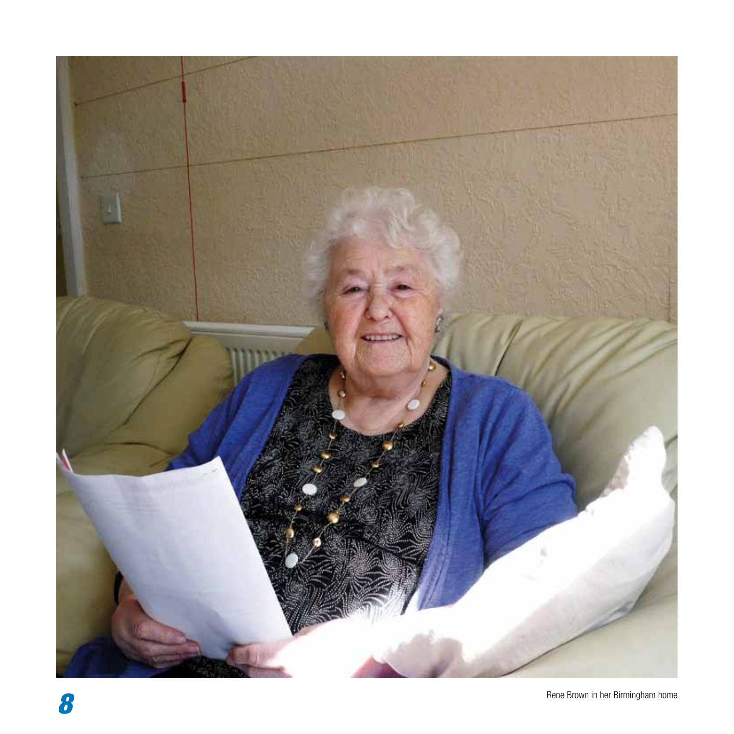Rene Brown in her Birmingham home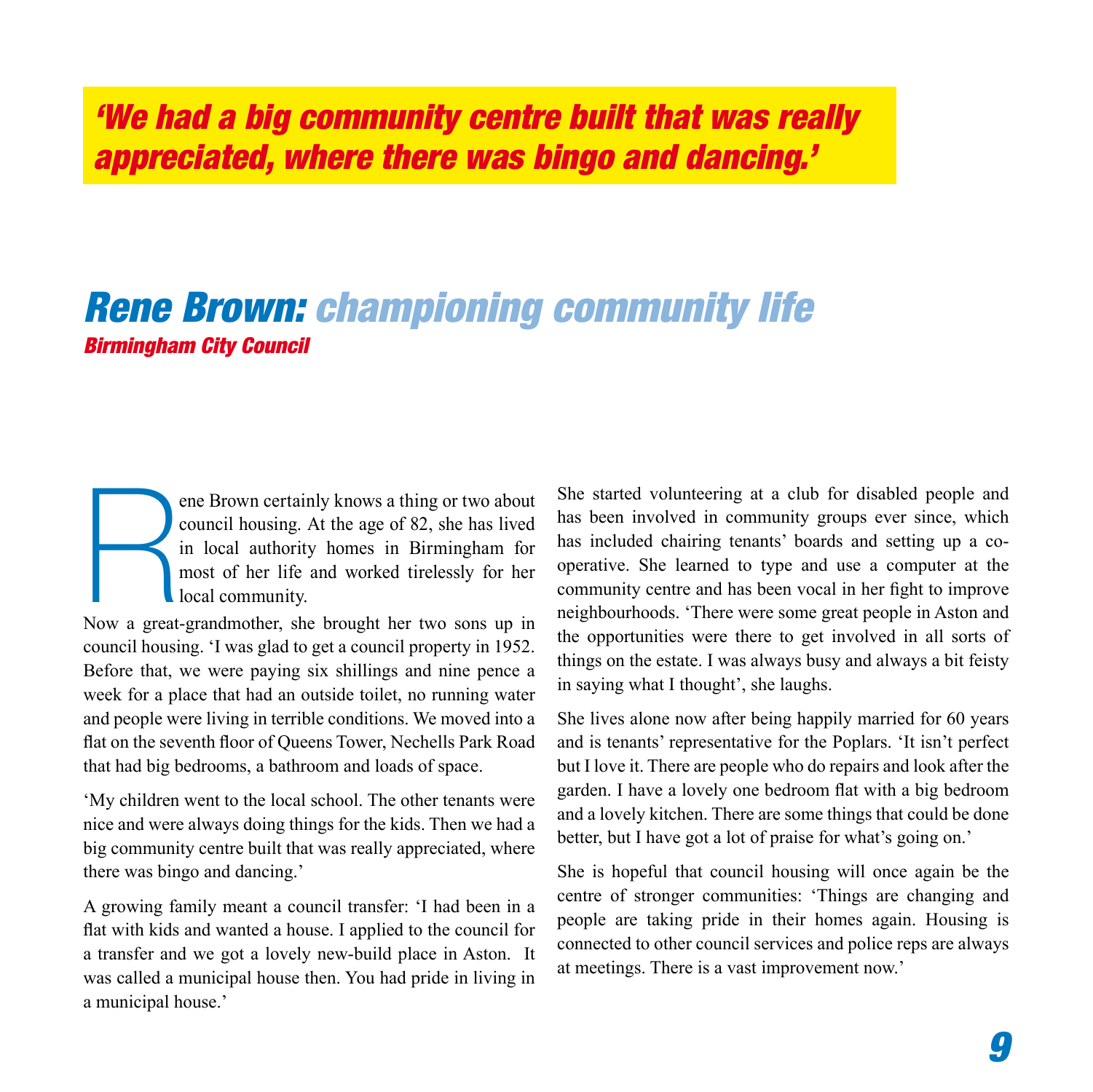***'We had a big community centre built that was really appreciated, where there was bingo and dancing.'***

## *Rene Brown: championing community life*

***Birmingham City Council***

Rene Brown certainly knows a thing or two about council housing. At the age of 82, she has lived in local authority homes in Birmingham for most of her life and worked tirelessly for her local community.

Now a great-grandmother, she brought her two sons up in council housing. 'I was glad to get a council property in 1952. Before that, we were paying six shillings and nine pence a week for a place that had an outside toilet, no running water and people were living in terrible conditions. We moved into a flat on the seventh floor of Queens Tower, Nechells Park Road that had big bedrooms, a bathroom and loads of space.

'My children went to the local school. The other tenants were nice and were always doing things for the kids. Then we had a big community centre built that was really appreciated, where there was bingo and dancing.'

A growing family meant a council transfer: 'I had been in a flat with kids and wanted a house. I applied to the council for a transfer and we got a lovely new-build place in Aston. It was called a municipal house then. You had pride in living in a municipal house.'

She started volunteering at a club for disabled people and has been involved in community groups ever since, which has included chairing tenants' boards and setting up a co-operative. She learned to type and use a computer at the community centre and has been vocal in her fight to improve neighbourhoods. 'There were some great people in Aston and the opportunities were there to get involved in all sorts of things on the estate. I was always busy and always a bit feisty in saying what I thought', she laughs.

She lives alone now after being happily married for 60 years and is tenants' representative for the Poplars. 'It isn't perfect but I love it. There are people who do repairs and look after the garden. I have a lovely one bedroom flat with a big bedroom and a lovely kitchen. There are some things that could be done better, but I have got a lot of praise for what's going on.'

She is hopeful that council housing will once again be the centre of stronger communities: 'Things are changing and people are taking pride in their homes again. Housing is connected to other council services and police reps are always at meetings. There is a vast improvement now.'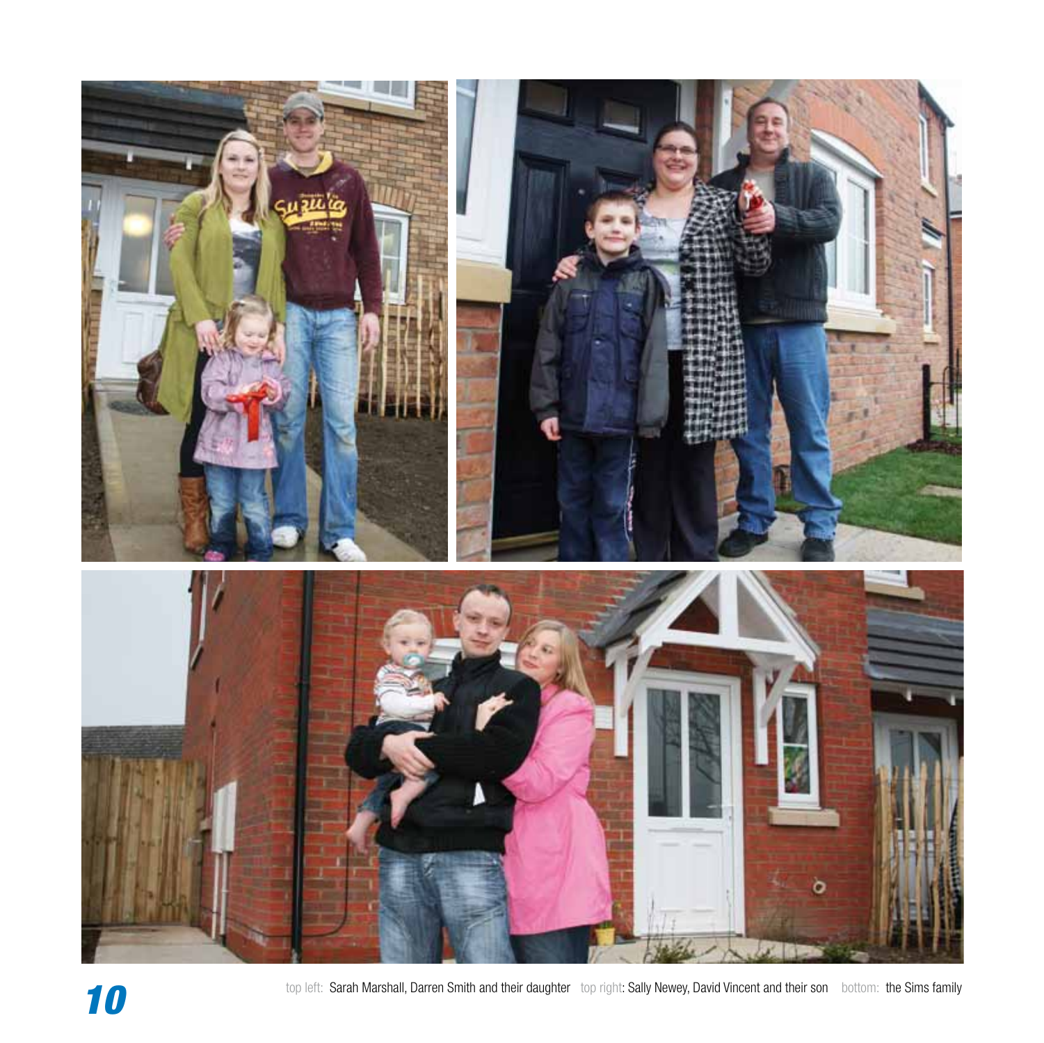top left: Sarah Marshall, Darren Smith and their daughter top right: Sally Newey, David Vincent and their son bottom: the Sims family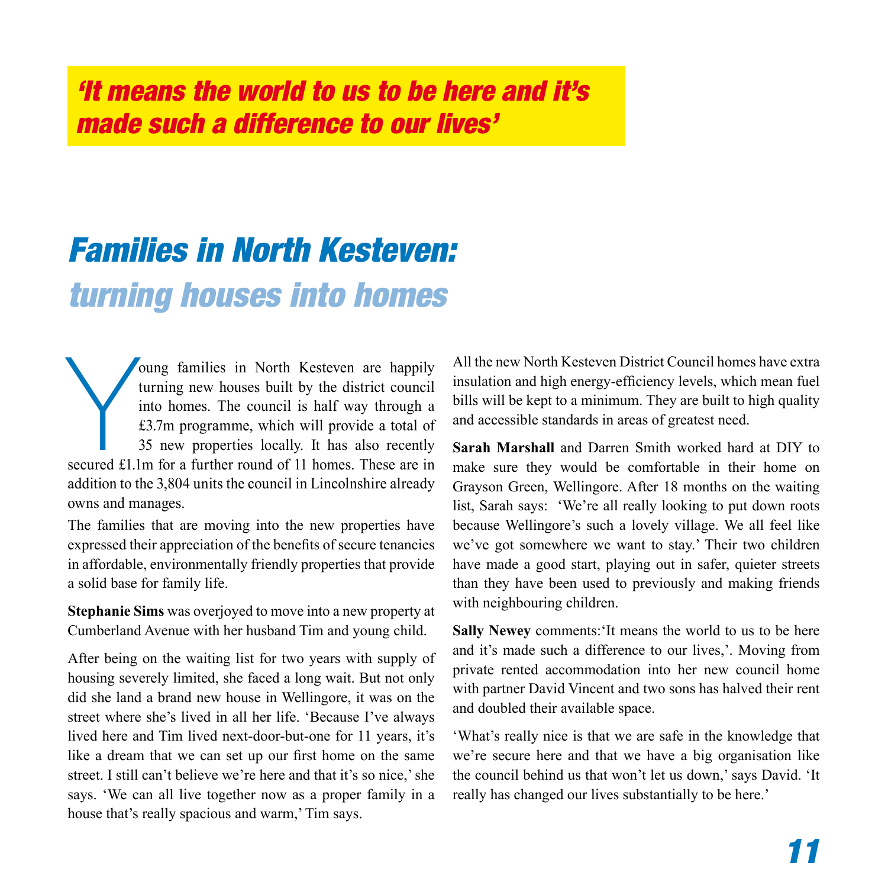*'It means the world to us to be here and it's made such a difference to our lives'*

# *Families in North Kesteven: turning houses into homes*

Young families in North Kesteven are happily turning new houses built by the district council into homes. The council is half way through a £3.7m programme, which will provide a total of 35 new properties locally. It has also recently secured £1.1m for a further round of 11 homes. These are in addition to the 3,804 units the council in Lincolnshire already owns and manages.

The families that are moving into the new properties have expressed their appreciation of the benefits of secure tenancies in affordable, environmentally friendly properties that provide a solid base for family life.

**Stephanie Sims** was overjoyed to move into a new property at Cumberland Avenue with her husband Tim and young child.

After being on the waiting list for two years with supply of housing severely limited, she faced a long wait. But not only did she land a brand new house in Wellingore, it was on the street where she's lived in all her life. 'Because I've always lived here and Tim lived next-door-but-one for 11 years, it's like a dream that we can set up our first home on the same street. I still can't believe we're here and that it's so nice,' she says. 'We can all live together now as a proper family in a house that's really spacious and warm,' Tim says.

All the new North Kesteven District Council homes have extra insulation and high energy-efficiency levels, which mean fuel bills will be kept to a minimum. They are built to high quality and accessible standards in areas of greatest need.

**Sarah Marshall** and Darren Smith worked hard at DIY to make sure they would be comfortable in their home on Grayson Green, Wellingore. After 18 months on the waiting list, Sarah says: 'We're all really looking to put down roots because Wellingore's such a lovely village. We all feel like we've got somewhere we want to stay.' Their two children have made a good start, playing out in safer, quieter streets than they have been used to previously and making friends with neighbouring children.

**Sally Newey** comments:'It means the world to us to be here and it's made such a difference to our lives,'. Moving from private rented accommodation into her new council home with partner David Vincent and two sons has halved their rent and doubled their available space.

'What's really nice is that we are safe in the knowledge that we're secure here and that we have a big organisation like the council behind us that won't let us down,' says David. 'It really has changed our lives substantially to be here.'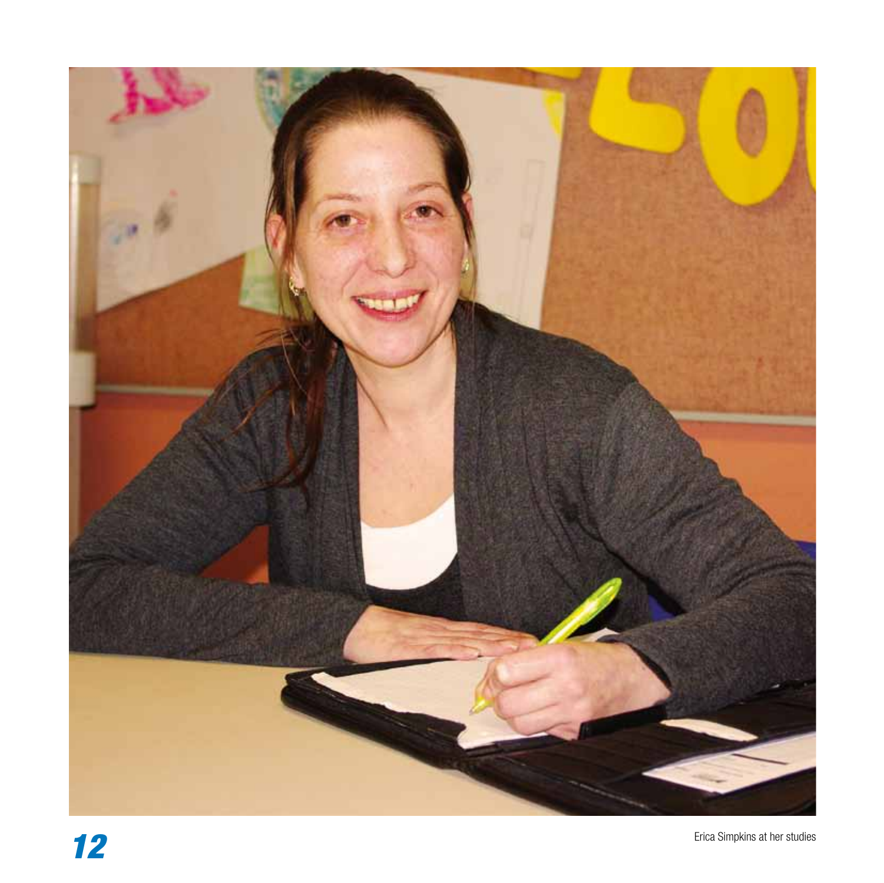Erica Simpkins at her studies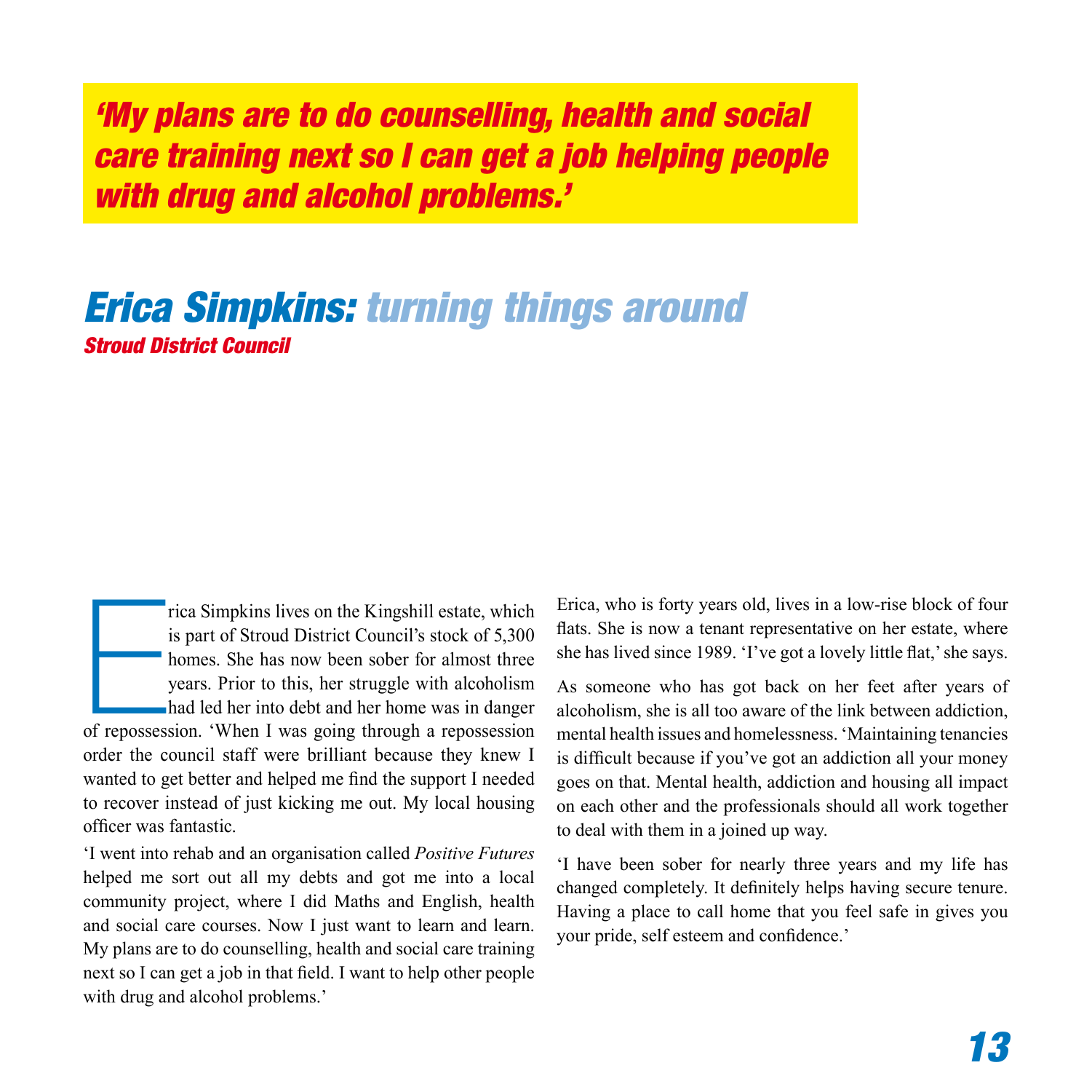***'My plans are to do counselling, health and social care training next so I can get a job helping people with drug and alcohol problems.'***

## *Erica Simpkins: turning things around*

***Stroud District Council***

Erica Simpkins lives on the Kingshill estate, which is part of Stroud District Council's stock of 5,300 homes. She has now been sober for almost three years. Prior to this, her struggle with alcoholism had led her into debt and her home was in danger of repossession. 'When I was going through a repossession order the council staff were brilliant because they knew I wanted to get better and helped me find the support I needed to recover instead of just kicking me out. My local housing officer was fantastic.

'I went into rehab and an organisation called *Positive Futures* helped me sort out all my debts and got me into a local community project, where I did Maths and English, health and social care courses. Now I just want to learn and learn. My plans are to do counselling, health and social care training next so I can get a job in that field. I want to help other people with drug and alcohol problems.'

Erica, who is forty years old, lives in a low-rise block of four flats. She is now a tenant representative on her estate, where she has lived since 1989. 'I've got a lovely little flat,' she says.

As someone who has got back on her feet after years of alcoholism, she is all too aware of the link between addiction, mental health issues and homelessness. 'Maintaining tenancies is difficult because if you've got an addiction all your money goes on that. Mental health, addiction and housing all impact on each other and the professionals should all work together to deal with them in a joined up way.

'I have been sober for nearly three years and my life has changed completely. It definitely helps having secure tenure. Having a place to call home that you feel safe in gives you your pride, self esteem and confidence.'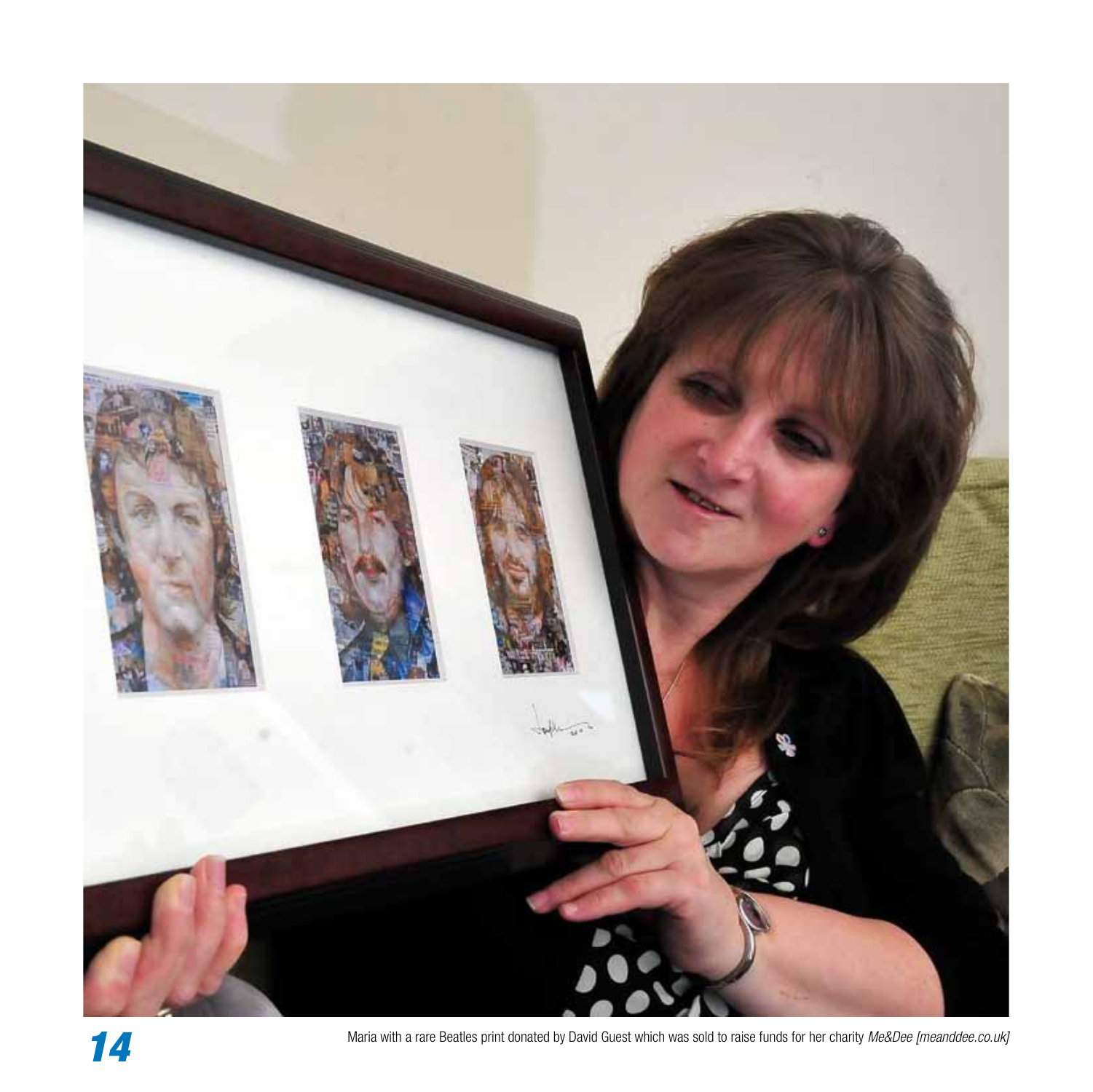Maria with a rare Beatles print donated by David Guest which was sold to raise funds for her charity *Me&Dee [meanddee.co.uk]*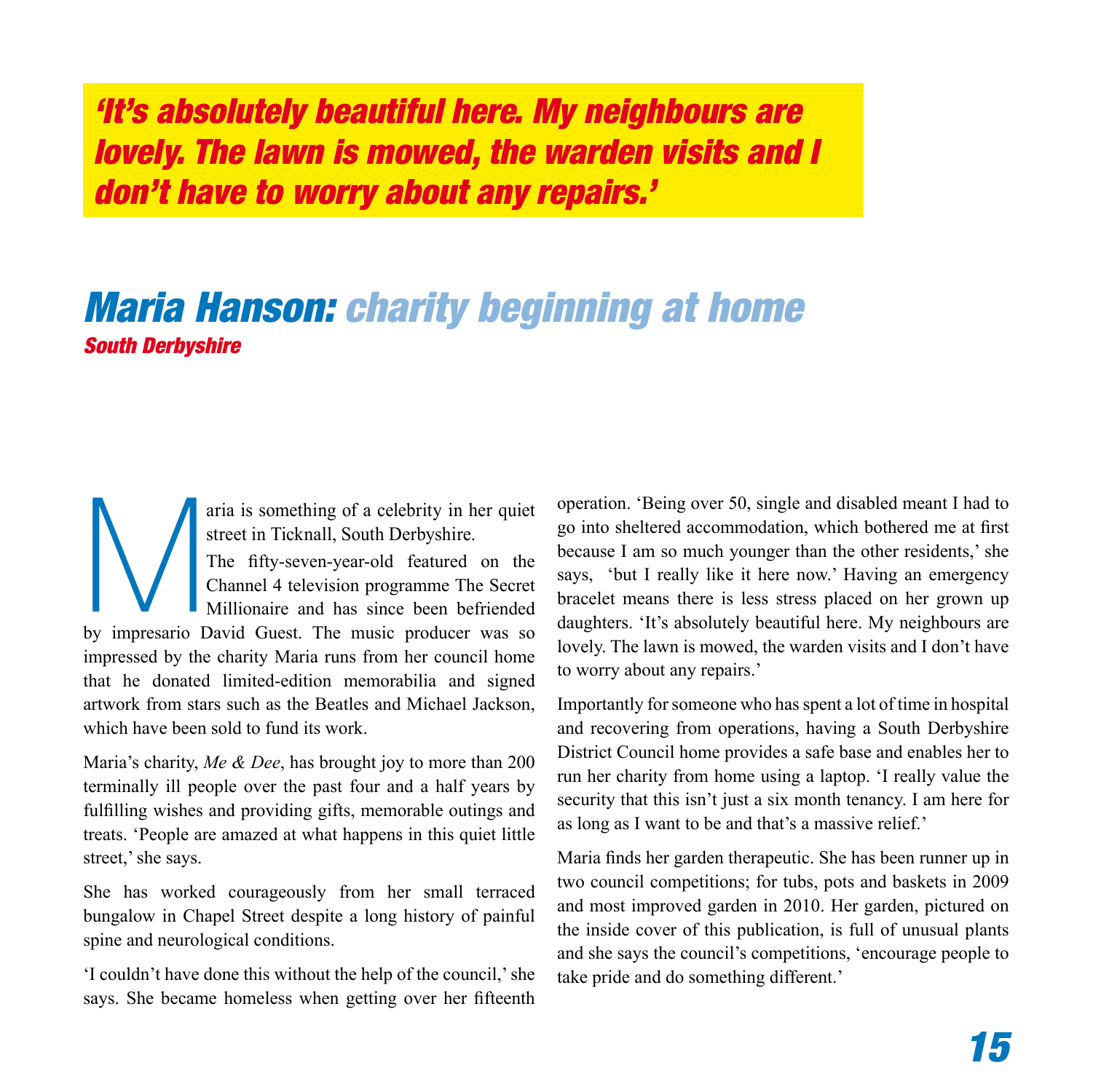***'It's absolutely beautiful here. My neighbours are lovely. The lawn is mowed, the warden visits and I don't have to worry about any repairs.'***

## Maria Hanson: charity beginning at home

***South Derbyshire***

Maria is something of a celebrity in her quiet street in Ticknall, South Derbyshire.

The fifty-seven-year-old featured on the Channel 4 television programme The Secret Millionaire and has since been befriended by impresario David Guest. The music producer was so impressed by the charity Maria runs from her council home that he donated limited-edition memorabilia and signed artwork from stars such as the Beatles and Michael Jackson, which have been sold to fund its work.

Maria's charity, *Me & Dee*, has brought joy to more than 200 terminally ill people over the past four and a half years by fulfilling wishes and providing gifts, memorable outings and treats. 'People are amazed at what happens in this quiet little street,' she says.

She has worked courageously from her small terraced bungalow in Chapel Street despite a long history of painful spine and neurological conditions.

'I couldn't have done this without the help of the council,' she says. She became homeless when getting over her fifteenth operation. 'Being over 50, single and disabled meant I had to go into sheltered accommodation, which bothered me at first because I am so much younger than the other residents,' she says, 'but I really like it here now.' Having an emergency bracelet means there is less stress placed on her grown up daughters. 'It's absolutely beautiful here. My neighbours are lovely. The lawn is mowed, the warden visits and I don't have to worry about any repairs.'

Importantly for someone who has spent a lot of time in hospital and recovering from operations, having a South Derbyshire District Council home provides a safe base and enables her to run her charity from home using a laptop. 'I really value the security that this isn't just a six month tenancy. I am here for as long as I want to be and that's a massive relief.'

Maria finds her garden therapeutic. She has been runner up in two council competitions; for tubs, pots and baskets in 2009 and most improved garden in 2010. Her garden, pictured on the inside cover of this publication, is full of unusual plants and she says the council's competitions, 'encourage people to take pride and do something different.'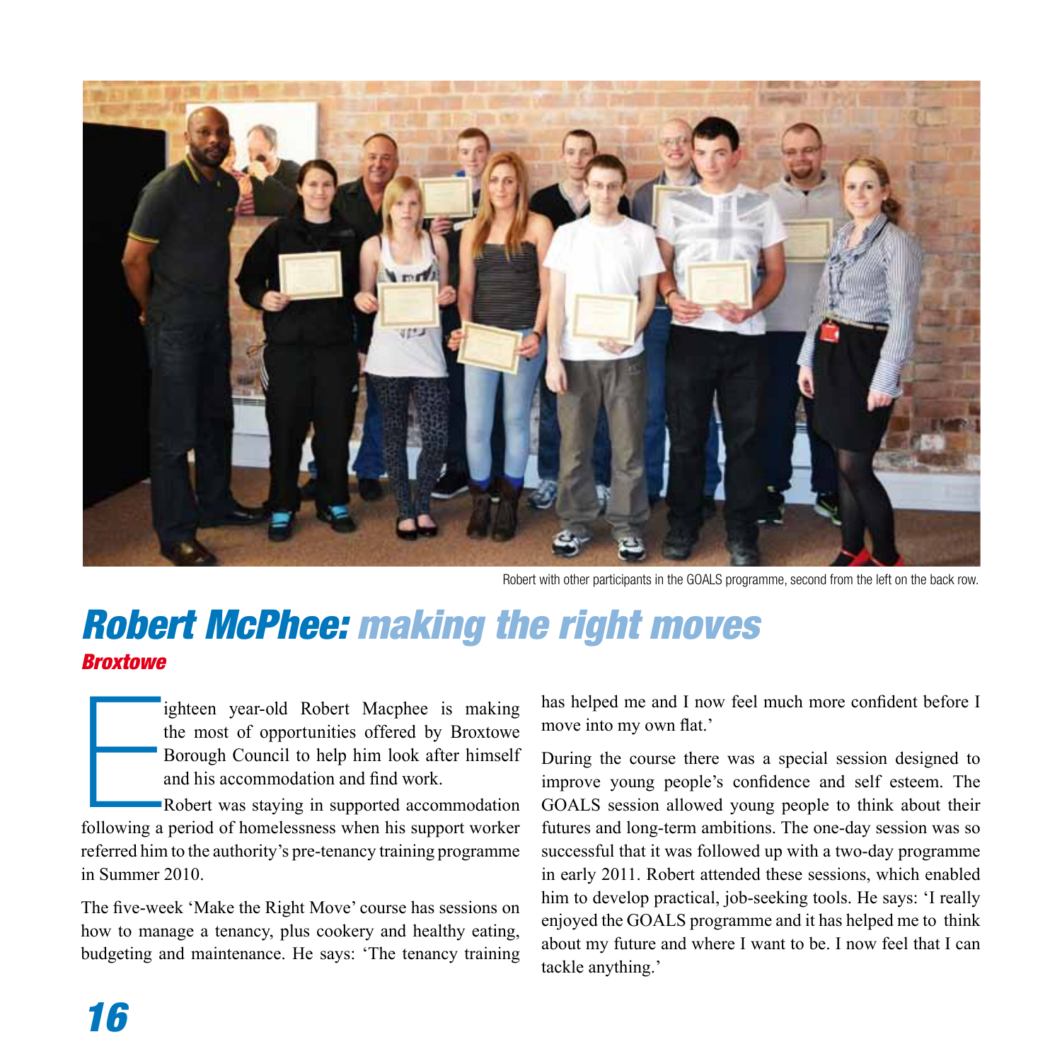Robert with other participants in the GOALS programme, second from the left on the back row.

# *Robert McPhee: making the right moves*

***Broxtowe***

Eighteen year-old Robert Macphee is making the most of opportunities offered by Broxtowe Borough Council to help him look after himself and his accommodation and find work.

Robert was staying in supported accommodation following a period of homelessness when his support worker referred him to the authority's pre-tenancy training programme in Summer 2010.

The five-week 'Make the Right Move' course has sessions on how to manage a tenancy, plus cookery and healthy eating, budgeting and maintenance. He says: 'The tenancy training has helped me and I now feel much more confident before I move into my own flat.'

During the course there was a special session designed to improve young people's confidence and self esteem. The GOALS session allowed young people to think about their futures and long-term ambitions. The one-day session was so successful that it was followed up with a two-day programme in early 2011. Robert attended these sessions, which enabled him to develop practical, job-seeking tools. He says: 'I really enjoyed the GOALS programme and it has helped me to think about my future and where I want to be. I now feel that I can tackle anything.'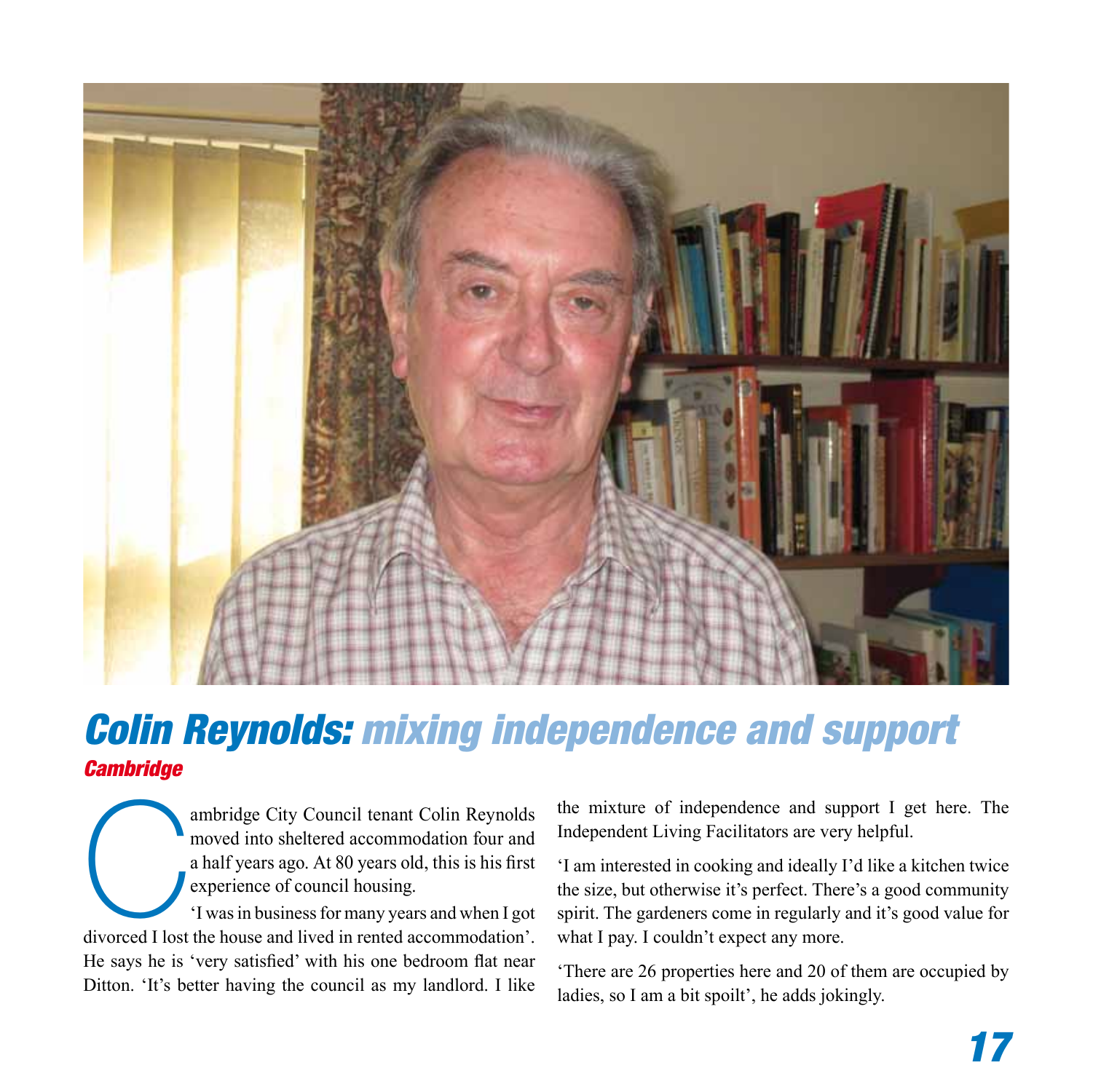# Colin Reynolds: mixing independence and support

***Cambridge***

Cambridge City Council tenant Colin Reynolds moved into sheltered accommodation four and a half years ago. At 80 years old, this is his first experience of council housing.

'I was in business for many years and when I got divorced I lost the house and lived in rented accommodation'. He says he is 'very satisfied' with his one bedroom flat near Ditton. 'It's better having the council as my landlord. I like the mixture of independence and support I get here. The Independent Living Facilitators are very helpful.

'I am interested in cooking and ideally I'd like a kitchen twice the size, but otherwise it's perfect. There's a good community spirit. The gardeners come in regularly and it's good value for what I pay. I couldn't expect any more.

'There are 26 properties here and 20 of them are occupied by ladies, so I am a bit spoilt', he adds jokingly.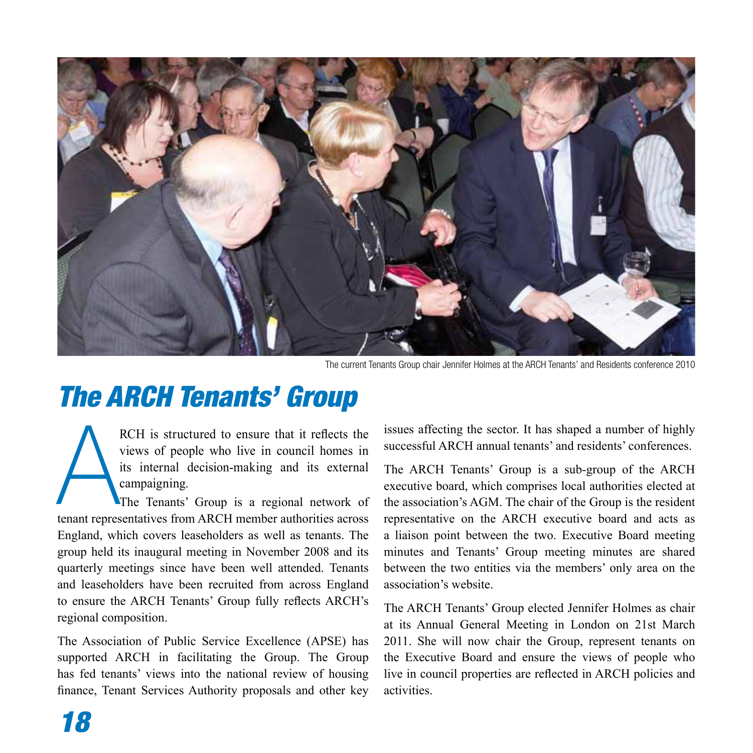The current Tenants Group chair Jennifer Holmes at the ARCH Tenants' and Residents conference 2010

# The ARCH Tenants' Group

ARCH is structured to ensure that it reflects the views of people who live in council homes in its internal decision-making and its external campaigning.

The Tenants' Group is a regional network of tenant representatives from ARCH member authorities across England, which covers leaseholders as well as tenants. The group held its inaugural meeting in November 2008 and its quarterly meetings since have been well attended. Tenants and leaseholders have been recruited from across England to ensure the ARCH Tenants' Group fully reflects ARCH's regional composition.

The Association of Public Service Excellence (APSE) has supported ARCH in facilitating the Group. The Group has fed tenants' views into the national review of housing finance, Tenant Services Authority proposals and other key issues affecting the sector. It has shaped a number of highly successful ARCH annual tenants' and residents' conferences.

The ARCH Tenants' Group is a sub-group of the ARCH executive board, which comprises local authorities elected at the association's AGM. The chair of the Group is the resident representative on the ARCH executive board and acts as a liaison point between the two. Executive Board meeting minutes and Tenants' Group meeting minutes are shared between the two entities via the members' only area on the association's website.

The ARCH Tenants' Group elected Jennifer Holmes as chair at its Annual General Meeting in London on 21st March 2011. She will now chair the Group, represent tenants on the Executive Board and ensure the views of people who live in council properties are reflected in ARCH policies and activities.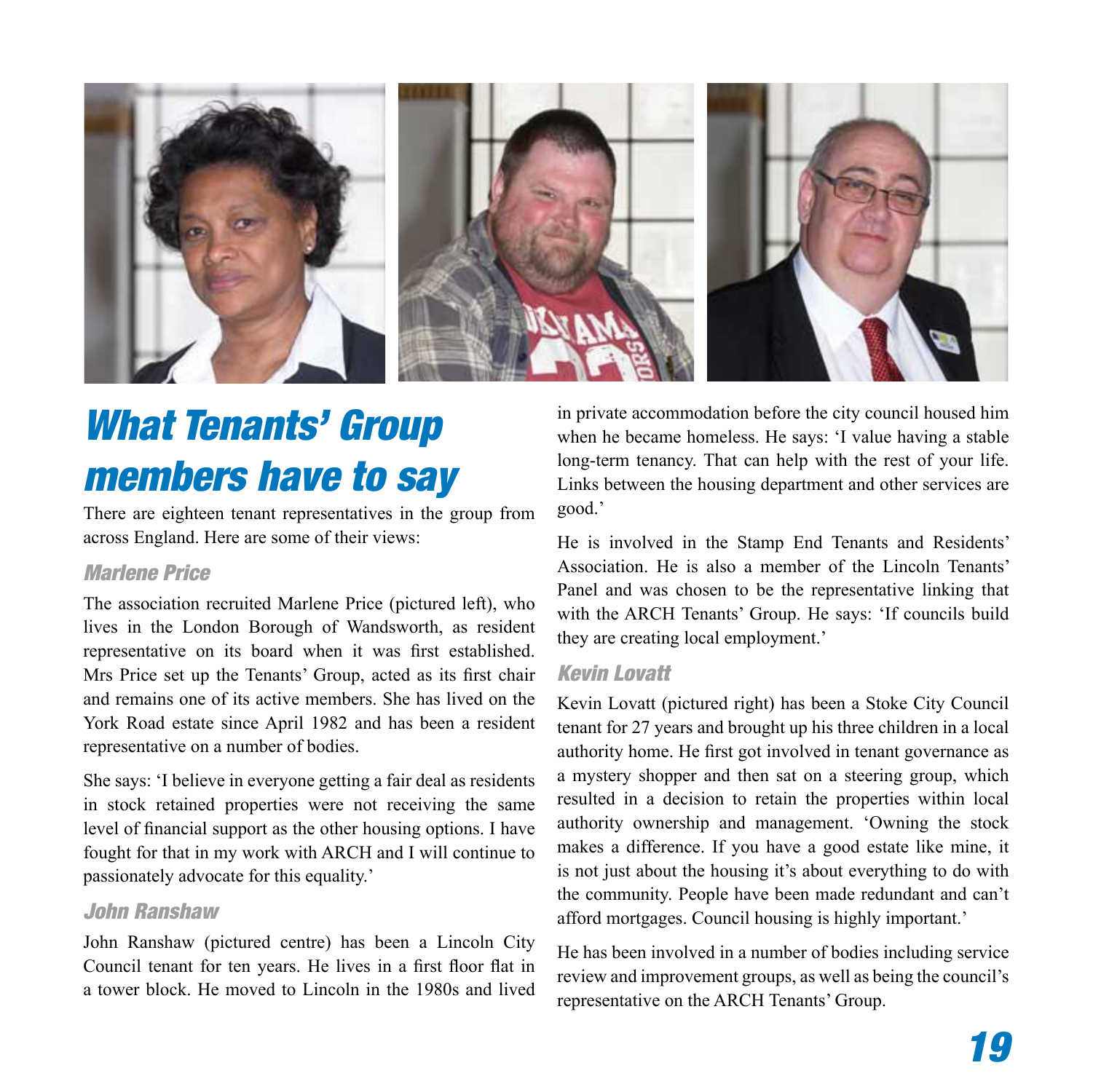# What Tenants' Group members have to say

There are eighteen tenant representatives in the group from across England. Here are some of their views:

### Marlene Price

The association recruited Marlene Price (pictured left), who lives in the London Borough of Wandsworth, as resident representative on its board when it was first established. Mrs Price set up the Tenants' Group, acted as its first chair and remains one of its active members. She has lived on the York Road estate since April 1982 and has been a resident representative on a number of bodies.

She says: 'I believe in everyone getting a fair deal as residents in stock retained properties were not receiving the same level of financial support as the other housing options. I have fought for that in my work with ARCH and I will continue to passionately advocate for this equality.'

### John Ranshaw

John Ranshaw (pictured centre) has been a Lincoln City Council tenant for ten years. He lives in a first floor flat in a tower block. He moved to Lincoln in the 1980s and lived in private accommodation before the city council housed him when he became homeless. He says: 'I value having a stable long-term tenancy. That can help with the rest of your life. Links between the housing department and other services are good.'

He is involved in the Stamp End Tenants and Residents' Association. He is also a member of the Lincoln Tenants' Panel and was chosen to be the representative linking that with the ARCH Tenants' Group. He says: 'If councils build they are creating local employment.'

### Kevin Lovatt

Kevin Lovatt (pictured right) has been a Stoke City Council tenant for 27 years and brought up his three children in a local authority home. He first got involved in tenant governance as a mystery shopper and then sat on a steering group, which resulted in a decision to retain the properties within local authority ownership and management. 'Owning the stock makes a difference. If you have a good estate like mine, it is not just about the housing it's about everything to do with the community. People have been made redundant and can't afford mortgages. Council housing is highly important.'

He has been involved in a number of bodies including service review and improvement groups, as well as being the council's representative on the ARCH Tenants' Group.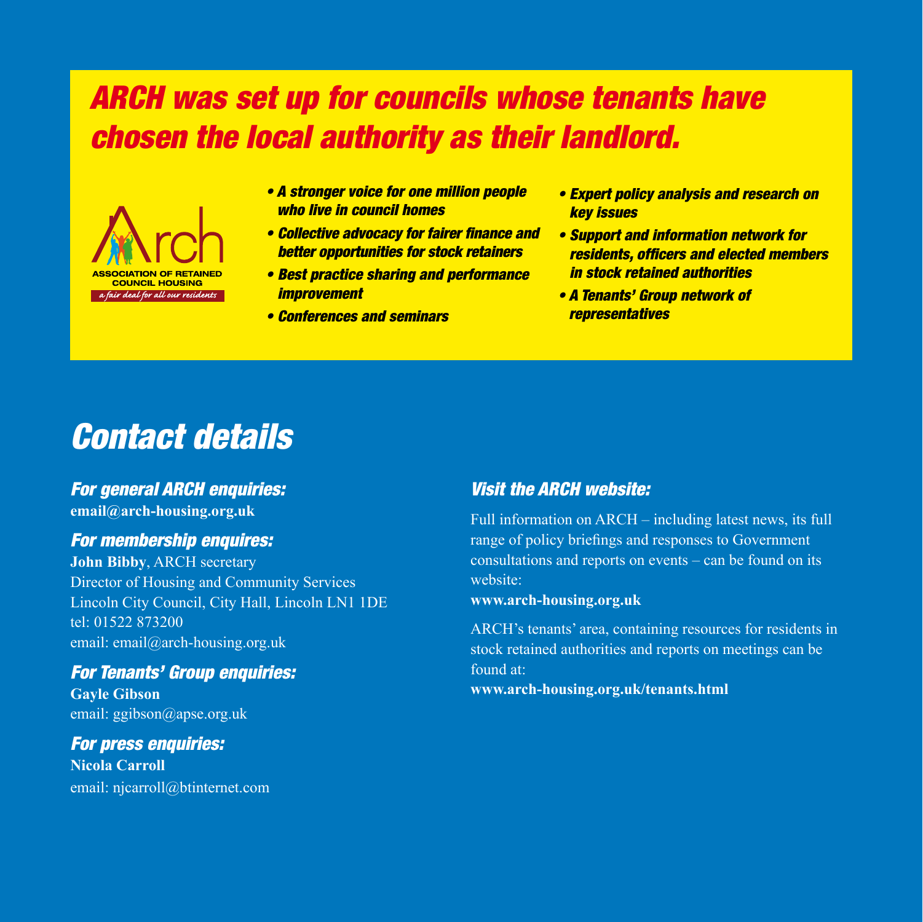## ARCH was set up for councils whose tenants have chosen the local authority as their landlord.

Arch
ASSOCIATION OF RETAINED COUNCIL HOUSING
*a fair deal for all our residents*

- *A stronger voice for one million people who live in council homes*
- *Collective advocacy for fairer finance and better opportunities for stock retainers*
- *Best practice sharing and performance improvement*
- *Conferences and seminars*
- *Expert policy analysis and research on key issues*
- *Support and information network for residents, officers and elected members in stock retained authorities*
- *A Tenants' Group network of representatives*

# Contact details

### For general ARCH enquiries:

**email@arch-housing.org.uk**

### For membership enquires:

**John Bibby**, ARCH secretary
Director of Housing and Community Services
Lincoln City Council, City Hall, Lincoln LN1 1DE
tel: 01522 873200
email: email@arch-housing.org.uk

### For Tenants' Group enquiries:

**Gayle Gibson**
email: ggibson@apse.org.uk

### For press enquiries:

**Nicola Carroll**
email: njcarroll@btinternet.com

### Visit the ARCH website:

Full information on ARCH – including latest news, its full range of policy briefings and responses to Government consultations and reports on events – can be found on its website:

**www.arch-housing.org.uk**

ARCH's tenants' area, containing resources for residents in stock retained authorities and reports on meetings can be found at:

**www.arch-housing.org.uk/tenants.html**